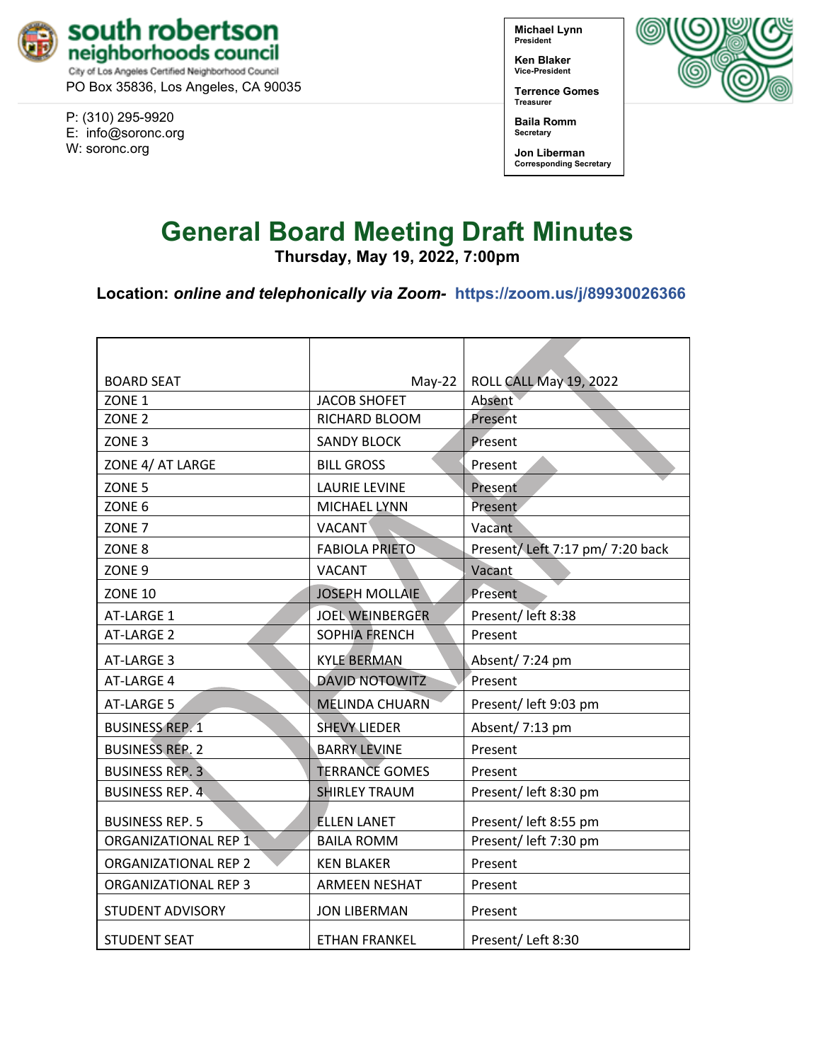**south robertson neighborhoods council**
City of Los Angeles Certified Neighborhood Council
PO Box 35836, Los Angeles, CA 90035

P: (310) 295-9920
E: info@soronc.org
W: soronc.org

**Michael Lynn**
President

**Ken Blaker**
Vice-President

**Terrence Gomes**
Treasurer

**Baila Romm**
Secretary

**Jon Liberman**
Corresponding Secretary

# General Board Meeting Draft Minutes

**Thursday, May 19, 2022, 7:00pm**

**Location:** ***online and telephonically via Zoom-*** **https://zoom.us/j/89930026366**

| BOARD SEAT | May-22 | ROLL CALL May 19, 2022 |
|---|---|---|
| ZONE 1 | JACOB SHOFET | Absent |
| ZONE 2 | RICHARD BLOOM | Present |
| ZONE 3 | SANDY BLOCK | Present |
| ZONE 4/ AT LARGE | BILL GROSS | Present |
| ZONE 5 | LAURIE LEVINE | Present |
| ZONE 6 | MICHAEL LYNN | Present |
| ZONE 7 | VACANT | Vacant |
| ZONE 8 | FABIOLA PRIETO | Present/ Left 7:17 pm/ 7:20 back |
| ZONE 9 | VACANT | Vacant |
| ZONE 10 | JOSEPH MOLLAIE | Present |
| AT-LARGE 1 | JOEL WEINBERGER | Present/ left 8:38 |
| AT-LARGE 2 | SOPHIA FRENCH | Present |
| AT-LARGE 3 | KYLE BERMAN | Absent/ 7:24 pm |
| AT-LARGE 4 | DAVID NOTOWITZ | Present |
| AT-LARGE 5 | MELINDA CHUARN | Present/ left 9:03 pm |
| BUSINESS REP. 1 | SHEVY LIEDER | Absent/ 7:13 pm |
| BUSINESS REP. 2 | BARRY LEVINE | Present |
| BUSINESS REP. 3 | TERRANCE GOMES | Present |
| BUSINESS REP. 4 | SHIRLEY TRAUM | Present/ left 8:30 pm |
| BUSINESS REP. 5 | ELLEN LANET | Present/ left 8:55 pm |
| ORGANIZATIONAL REP 1 | BAILA ROMM | Present/ left 7:30 pm |
| ORGANIZATIONAL REP 2 | KEN BLAKER | Present |
| ORGANIZATIONAL REP 3 | ARMEEN NESHAT | Present |
| STUDENT ADVISORY | JON LIBERMAN | Present |
| STUDENT SEAT | ETHAN FRANKEL | Present/ Left 8:30 |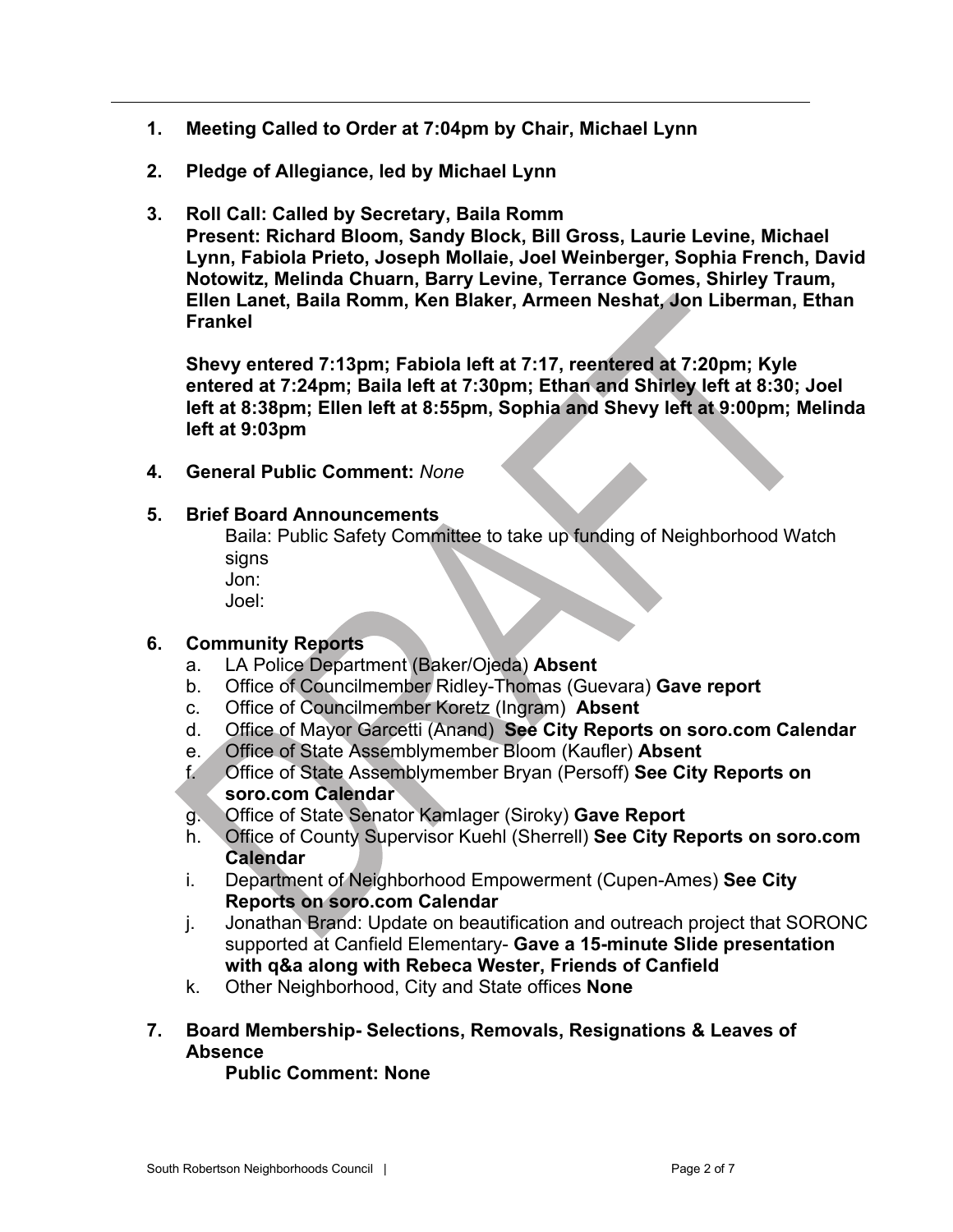1. **Meeting Called to Order at 7:04pm by Chair, Michael Lynn**

2. **Pledge of Allegiance, led by Michael Lynn**

3. **Roll Call: Called by Secretary, Baila Romm**
   **Present: Richard Bloom, Sandy Block, Bill Gross, Laurie Levine, Michael Lynn, Fabiola Prieto, Joseph Mollaie, Joel Weinberger, Sophia French, David Notowitz, Melinda Chuarn, Barry Levine, Terrance Gomes, Shirley Traum, Ellen Lanet, Baila Romm, Ken Blaker, Armeen Neshat, Jon Liberman, Ethan Frankel**

   **Shevy entered 7:13pm; Fabiola left at 7:17, reentered at 7:20pm; Kyle entered at 7:24pm; Baila left at 7:30pm; Ethan and Shirley left at 8:30; Joel left at 8:38pm; Ellen left at 8:55pm, Sophia and Shevy left at 9:00pm; Melinda left at 9:03pm**

4. **General Public Comment:** *None*

5. **Brief Board Announcements**
   Baila: Public Safety Committee to take up funding of Neighborhood Watch signs
   Jon:
   Joel:

6. **Community Reports**
   a. LA Police Department (Baker/Ojeda) **Absent**
   b. Office of Councilmember Ridley-Thomas (Guevara) **Gave report**
   c. Office of Councilmember Koretz (Ingram) **Absent**
   d. Office of Mayor Garcetti (Anand) **See City Reports on soro.com Calendar**
   e. Office of State Assemblymember Bloom (Kaufler) **Absent**
   f. Office of State Assemblymember Bryan (Persoff) **See City Reports on soro.com Calendar**
   g. Office of State Senator Kamlager (Siroky) **Gave Report**
   h. Office of County Supervisor Kuehl (Sherrell) **See City Reports on soro.com Calendar**
   i. Department of Neighborhood Empowerment (Cupen-Ames) **See City Reports on soro.com Calendar**
   j. Jonathan Brand: Update on beautification and outreach project that SORONC supported at Canfield Elementary- **Gave a 15-minute Slide presentation with q&a along with Rebeca Wester, Friends of Canfield**
   k. Other Neighborhood, City and State offices **None**

7. **Board Membership- Selections, Removals, Resignations & Leaves of Absence**
   **Public Comment: None**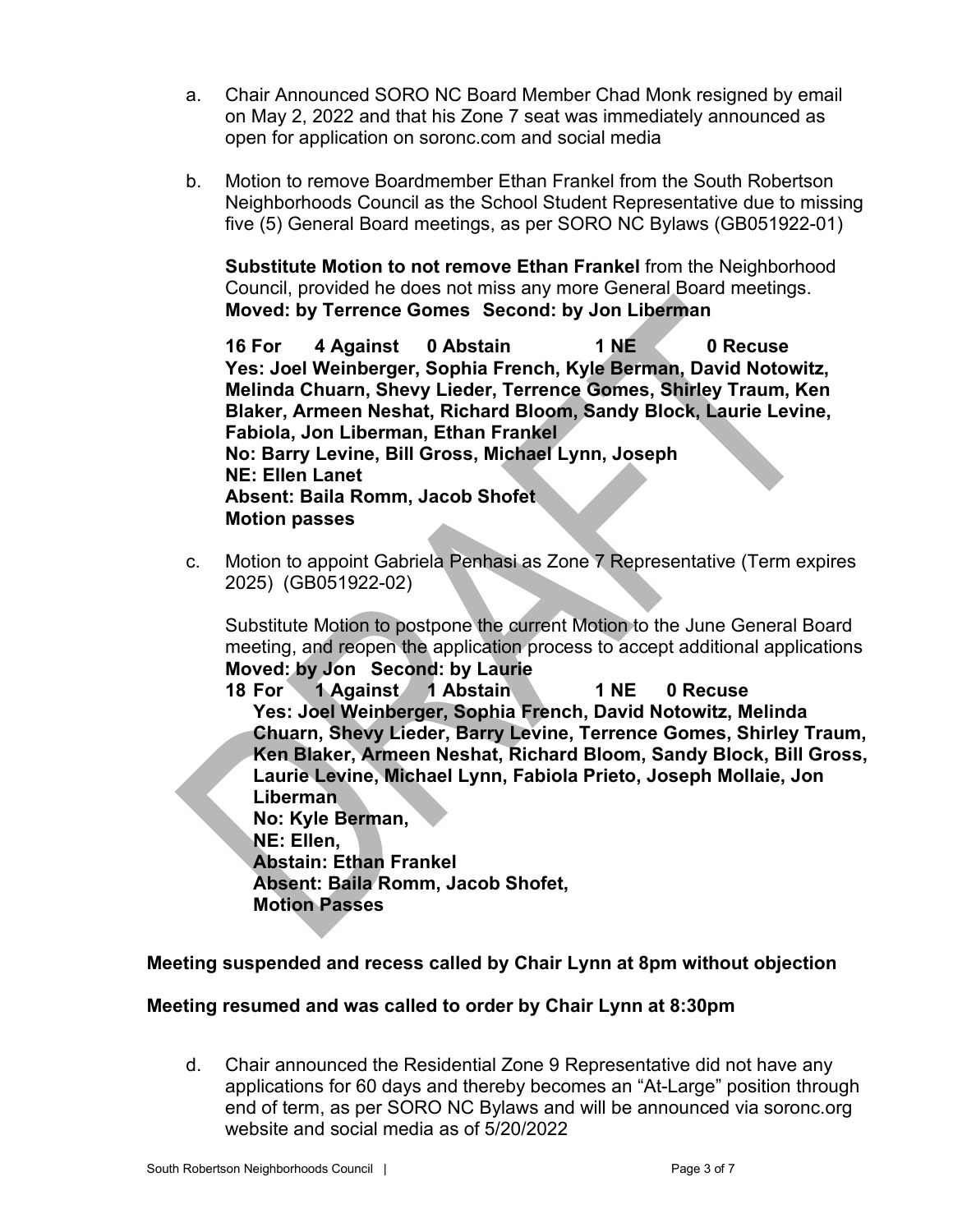a. Chair Announced SORO NC Board Member Chad Monk resigned by email on May 2, 2022 and that his Zone 7 seat was immediately announced as open for application on soronc.com and social media

b. Motion to remove Boardmember Ethan Frankel from the South Robertson Neighborhoods Council as the School Student Representative due to missing five (5) General Board meetings, as per SORO NC Bylaws (GB051922-01)

   **Substitute Motion to not remove Ethan Frankel** from the Neighborhood Council, provided he does not miss any more General Board meetings.
   **Moved: by Terrence Gomes Second: by Jon Liberman**

   **16 For 4 Against 0 Abstain 1 NE 0 Recuse**
   **Yes: Joel Weinberger, Sophia French, Kyle Berman, David Notowitz, Melinda Chuarn, Shevy Lieder, Terrence Gomes, Shirley Traum, Ken Blaker, Armeen Neshat, Richard Bloom, Sandy Block, Laurie Levine, Fabiola, Jon Liberman, Ethan Frankel**
   **No: Barry Levine, Bill Gross, Michael Lynn, Joseph**
   **NE: Ellen Lanet**
   **Absent: Baila Romm, Jacob Shofet**
   **Motion passes**

c. Motion to appoint Gabriela Penhasi as Zone 7 Representative (Term expires 2025) (GB051922-02)

   Substitute Motion to postpone the current Motion to the June General Board meeting, and reopen the application process to accept additional applications
   **Moved: by Jon Second: by Laurie**
   **18 For 1 Against 1 Abstain 1 NE 0 Recuse**
   **Yes: Joel Weinberger, Sophia French, David Notowitz, Melinda Chuarn, Shevy Lieder, Barry Levine, Terrence Gomes, Shirley Traum, Ken Blaker, Armeen Neshat, Richard Bloom, Sandy Block, Bill Gross, Laurie Levine, Michael Lynn, Fabiola Prieto, Joseph Mollaie, Jon Liberman**
   **No: Kyle Berman,**
   **NE: Ellen,**
   **Abstain: Ethan Frankel**
   **Absent: Baila Romm, Jacob Shofet,**
   **Motion Passes**

**Meeting suspended and recess called by Chair Lynn at 8pm without objection**

**Meeting resumed and was called to order by Chair Lynn at 8:30pm**

d. Chair announced the Residential Zone 9 Representative did not have any applications for 60 days and thereby becomes an "At-Large" position through end of term, as per SORO NC Bylaws and will be announced via soronc.org website and social media as of 5/20/2022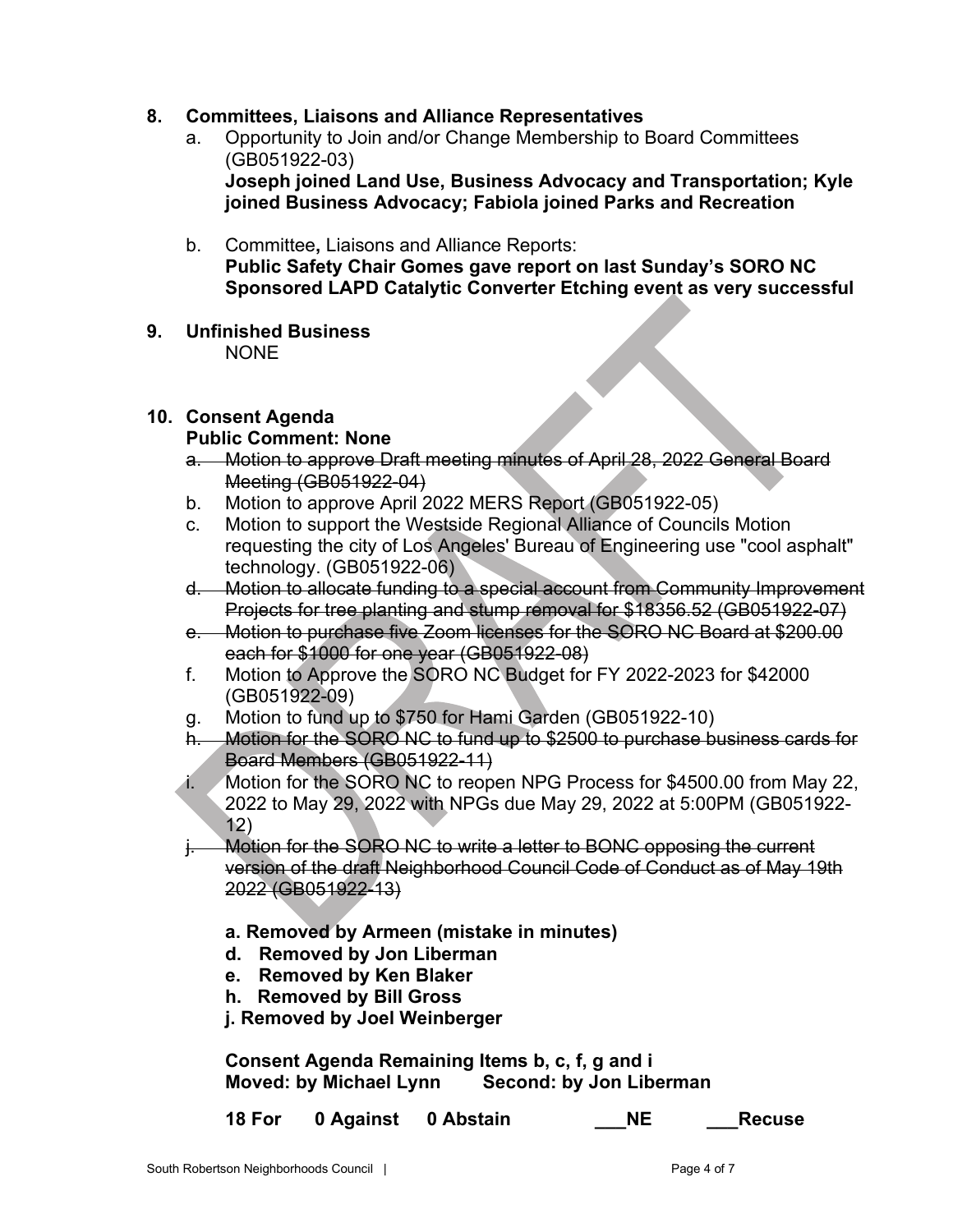8. **Committees, Liaisons and Alliance Representatives**
   a. Opportunity to Join and/or Change Membership to Board Committees (GB051922-03)
      **Joseph joined Land Use, Business Advocacy and Transportation; Kyle joined Business Advocacy; Fabiola joined Parks and Recreation**

   b. Committee**,** Liaisons and Alliance Reports:
      **Public Safety Chair Gomes gave report on last Sunday's SORO NC Sponsored LAPD Catalytic Converter Etching event as very successful**

9. **Unfinished Business**
   NONE

10. **Consent Agenda**
    **Public Comment: None**
    a. ~~Motion to approve Draft meeting minutes of April 28, 2022 General Board Meeting (GB051922-04)~~
    b. Motion to approve April 2022 MERS Report (GB051922-05)
    c. Motion to support the Westside Regional Alliance of Councils Motion requesting the city of Los Angeles' Bureau of Engineering use "cool asphalt" technology. (GB051922-06)
    d. ~~Motion to allocate funding to a special account from Community Improvement Projects for tree planting and stump removal for $18356.52 (GB051922-07)~~
    e. ~~Motion to purchase five Zoom licenses for the SORO NC Board at $200.00 each for $1000 for one year (GB051922-08)~~
    f. Motion to Approve the SORO NC Budget for FY 2022-2023 for $42000 (GB051922-09)
    g. Motion to fund up to $750 for Hami Garden (GB051922-10)
    h. ~~Motion for the SORO NC to fund up to $2500 to purchase business cards for Board Members (GB051922-11)~~
    i. Motion for the SORO NC to reopen NPG Process for $4500.00 from May 22, 2022 to May 29, 2022 with NPGs due May 29, 2022 at 5:00PM (GB051922-12)
    j. ~~Motion for the SORO NC to write a letter to BONC opposing the current version of the draft Neighborhood Council Code of Conduct as of May 19th 2022 (GB051922-13)~~

    **a. Removed by Armeen (mistake in minutes)**
    **d. Removed by Jon Liberman**
    **e. Removed by Ken Blaker**
    **h. Removed by Bill Gross**
    **j. Removed by Joel Weinberger**

    **Consent Agenda Remaining Items b, c, f, g and i**
    **Moved: by Michael Lynn Second: by Jon Liberman**

    **18 For 0 Against 0 Abstain \_\_\_NE \_\_\_Recuse**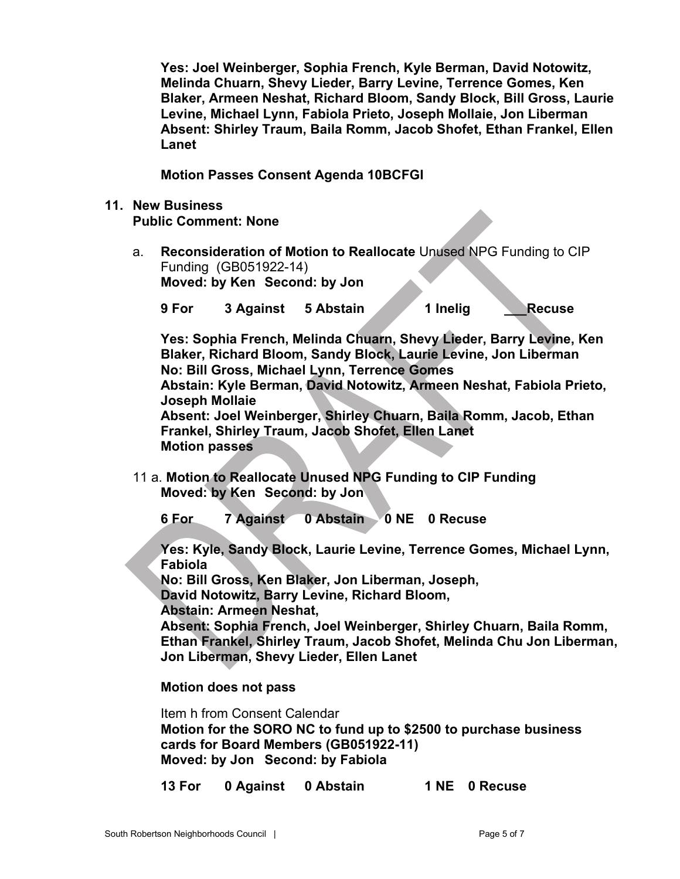**Yes: Joel Weinberger, Sophia French, Kyle Berman, David Notowitz, Melinda Chuarn, Shevy Lieder, Barry Levine, Terrence Gomes, Ken Blaker, Armeen Neshat, Richard Bloom, Sandy Block, Bill Gross, Laurie Levine, Michael Lynn, Fabiola Prieto, Joseph Mollaie, Jon Liberman**
**Absent: Shirley Traum, Baila Romm, Jacob Shofet, Ethan Frankel, Ellen Lanet**

**Motion Passes Consent Agenda 10BCFGI**

11. **New Business**
**Public Comment: None**

a. **Reconsideration of Motion to Reallocate** Unused NPG Funding to CIP Funding (GB051922-14)
**Moved: by Ken Second: by Jon**

**9 For 3 Against 5 Abstain 1 Inelig ___Recuse**

**Yes: Sophia French, Melinda Chuarn, Shevy Lieder, Barry Levine, Ken Blaker, Richard Bloom, Sandy Block, Laurie Levine, Jon Liberman**
**No: Bill Gross, Michael Lynn, Terrence Gomes**
**Abstain: Kyle Berman, David Notowitz, Armeen Neshat, Fabiola Prieto, Joseph Mollaie**
**Absent: Joel Weinberger, Shirley Chuarn, Baila Romm, Jacob, Ethan Frankel, Shirley Traum, Jacob Shofet, Ellen Lanet**
**Motion passes**

11 a. **Motion to Reallocate Unused NPG Funding to CIP Funding**
**Moved: by Ken Second: by Jon**

**6 For 7 Against 0 Abstain 0 NE 0 Recuse**

**Yes: Kyle, Sandy Block, Laurie Levine, Terrence Gomes, Michael Lynn, Fabiola**
**No: Bill Gross, Ken Blaker, Jon Liberman, Joseph,**
**David Notowitz, Barry Levine, Richard Bloom,**
**Abstain: Armeen Neshat,**
**Absent: Sophia French, Joel Weinberger, Shirley Chuarn, Baila Romm, Ethan Frankel, Shirley Traum, Jacob Shofet, Melinda Chu Jon Liberman, Jon Liberman, Shevy Lieder, Ellen Lanet**

**Motion does not pass**

Item h from Consent Calendar
**Motion for the SORO NC to fund up to $2500 to purchase business cards for Board Members (GB051922-11)**
**Moved: by Jon Second: by Fabiola**

**13 For 0 Against 0 Abstain 1 NE 0 Recuse**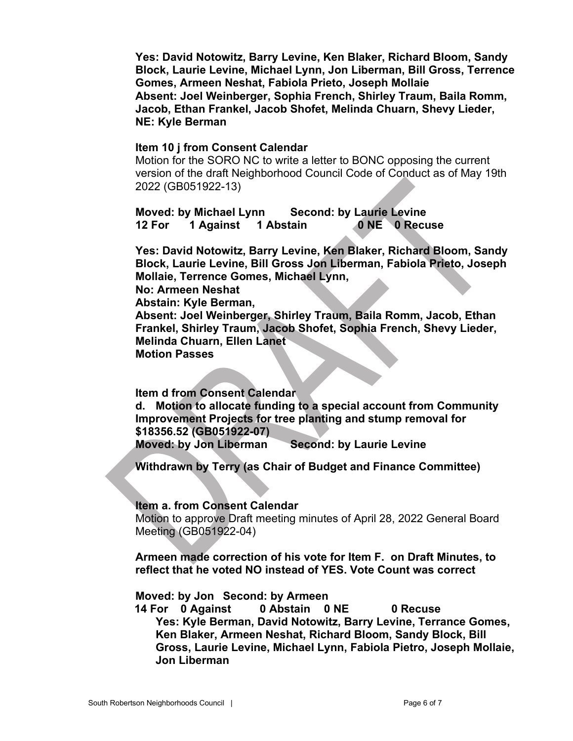**Yes: David Notowitz, Barry Levine, Ken Blaker, Richard Bloom, Sandy Block, Laurie Levine, Michael Lynn, Jon Liberman, Bill Gross, Terrence Gomes, Armeen Neshat, Fabiola Prieto, Joseph Mollaie**
**Absent: Joel Weinberger, Sophia French, Shirley Traum, Baila Romm, Jacob, Ethan Frankel, Jacob Shofet, Melinda Chuarn, Shevy Lieder,**
**NE: Kyle Berman**

**Item 10 j from Consent Calendar**

Motion for the SORO NC to write a letter to BONC opposing the current version of the draft Neighborhood Council Code of Conduct as of May 19th 2022 (GB051922-13)

**Moved: by Michael Lynn Second: by Laurie Levine**
**12 For 1 Against 1 Abstain 0 NE 0 Recuse**

**Yes: David Notowitz, Barry Levine, Ken Blaker, Richard Bloom, Sandy Block, Laurie Levine, Bill Gross Jon Liberman, Fabiola Prieto, Joseph Mollaie, Terrence Gomes, Michael Lynn,**
**No: Armeen Neshat**
**Abstain: Kyle Berman,**
**Absent: Joel Weinberger, Shirley Traum, Baila Romm, Jacob, Ethan Frankel, Shirley Traum, Jacob Shofet, Sophia French, Shevy Lieder, Melinda Chuarn, Ellen Lanet**
**Motion Passes**

**Item d from Consent Calendar**

**d. Motion to allocate funding to a special account from Community Improvement Projects for tree planting and stump removal for $18356.52 (GB051922-07)**
**Moved: by Jon Liberman Second: by Laurie Levine**

**Withdrawn by Terry (as Chair of Budget and Finance Committee)**

**Item a. from Consent Calendar**

Motion to approve Draft meeting minutes of April 28, 2022 General Board Meeting (GB051922-04)

**Armeen made correction of his vote for Item F. on Draft Minutes, to reflect that he voted NO instead of YES. Vote Count was correct**

**Moved: by Jon Second: by Armeen**
**14 For 0 Against 0 Abstain 0 NE 0 Recuse**
**Yes: Kyle Berman, David Notowitz, Barry Levine, Terrance Gomes, Ken Blaker, Armeen Neshat, Richard Bloom, Sandy Block, Bill Gross, Laurie Levine, Michael Lynn, Fabiola Pietro, Joseph Mollaie, Jon Liberman**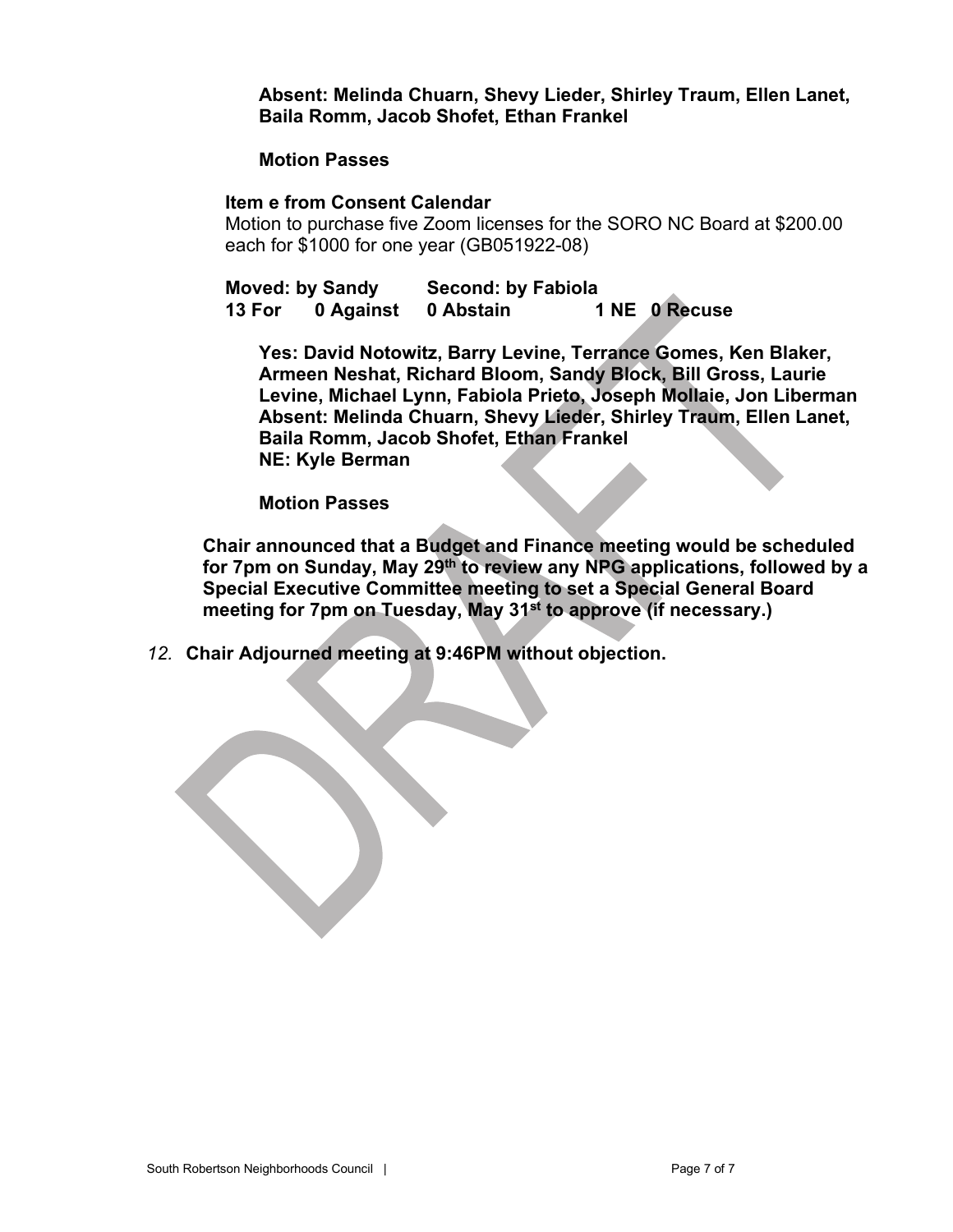**Absent: Melinda Chuarn, Shevy Lieder, Shirley Traum, Ellen Lanet, Baila Romm, Jacob Shofet, Ethan Frankel**

**Motion Passes**

**Item e from Consent Calendar**

Motion to purchase five Zoom licenses for the SORO NC Board at $200.00 each for $1000 for one year (GB051922-08)

**Moved: by Sandy Second: by Fabiola**
**13 For 0 Against 0 Abstain 1 NE 0 Recuse**

**Yes: David Notowitz, Barry Levine, Terrance Gomes, Ken Blaker, Armeen Neshat, Richard Bloom, Sandy Block, Bill Gross, Laurie Levine, Michael Lynn, Fabiola Prieto, Joseph Mollaie, Jon Liberman**
**Absent: Melinda Chuarn, Shevy Lieder, Shirley Traum, Ellen Lanet, Baila Romm, Jacob Shofet, Ethan Frankel**
**NE: Kyle Berman**

**Motion Passes**

**Chair announced that a Budget and Finance meeting would be scheduled for 7pm on Sunday, May 29th to review any NPG applications, followed by a Special Executive Committee meeting to set a Special General Board meeting for 7pm on Tuesday, May 31st to approve (if necessary.)**

*12.* **Chair Adjourned meeting at 9:46PM without objection.**